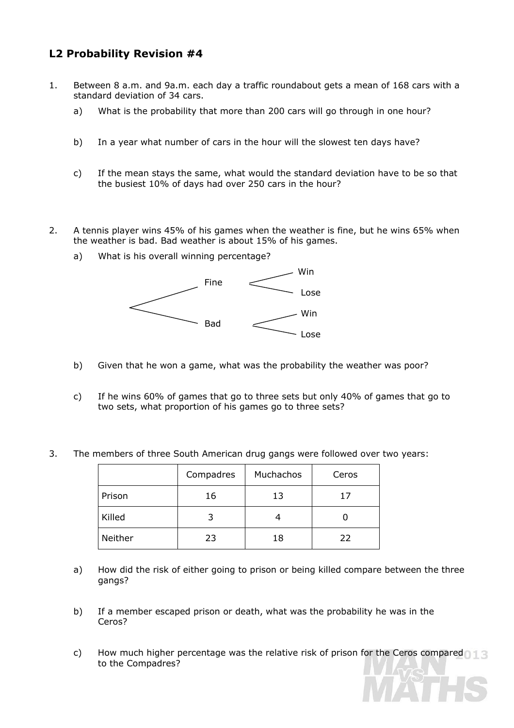## L2 Probability Revision #4

1. Between 8 a.m. and 9a.m. each day a traffic roundabout gets a mean of 168 cars with a standard deviation of 34 cars.

   a) What is the probability that more than 200 cars will go through in one hour?

   b) In a year what number of cars in the hour will the slowest ten days have?

   c) If the mean stays the same, what would the standard deviation have to be so that the busiest 10% of days had over 250 cars in the hour?

2. A tennis player wins 45% of his games when the weather is fine, but he wins 65% when the weather is bad. Bad weather is about 15% of his games.

   a) What is his overall winning percentage?

      Fine — Win / Lose

      Bad — Win / Lose

   b) Given that he won a game, what was the probability the weather was poor?

   c) If he wins 60% of games that go to three sets but only 40% of games that go to two sets, what proportion of his games go to three sets?

3. The members of three South American drug gangs were followed over two years:

| | Compadres | Muchachos | Ceros |
|---|---|---|---|
| Prison | 16 | 13 | 17 |
| Killed | 3 | 4 | 0 |
| Neither | 23 | 18 | 22 |

   a) How did the risk of either going to prison or being killed compare between the three gangs?

   b) If a member escaped prison or death, what was the probability he was in the Ceros?

   c) How much higher percentage was the relative risk of prison for the Ceros compared to the Compadres?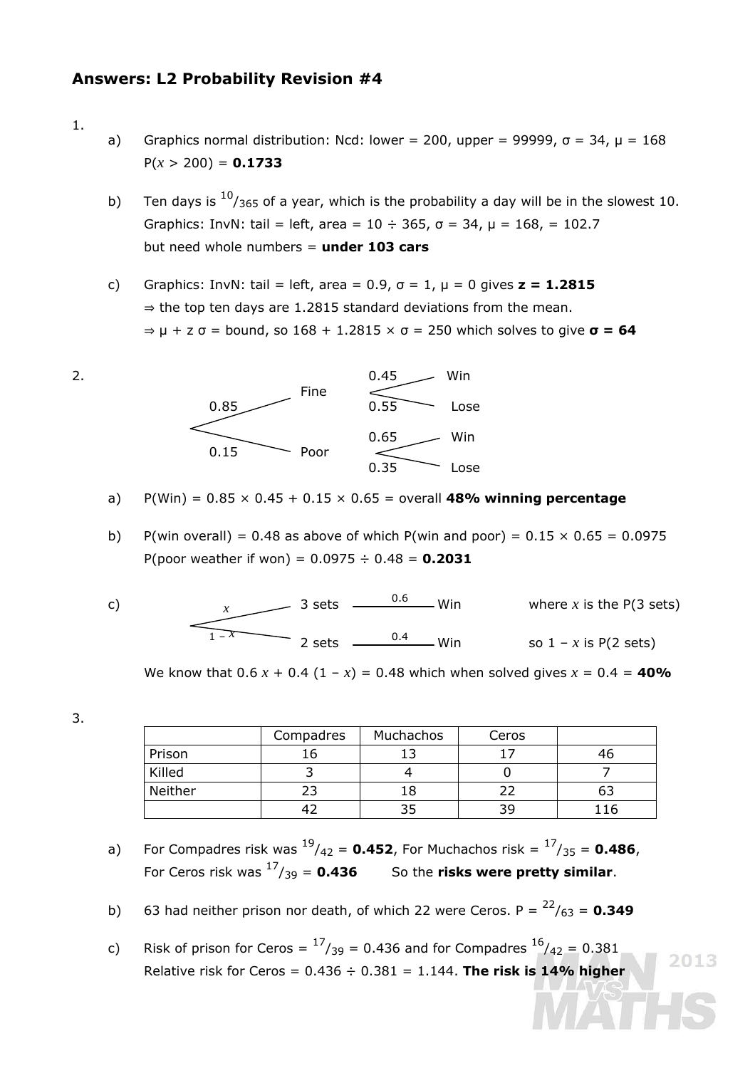## Answers: L2 Probability Revision #4

1.

a) Graphics normal distribution: Ncd: lower = 200, upper = 99999, σ = 34, μ = 168
$P(x > 200)$ = **0.1733**

b) Ten days is $^{10}/_{365}$ of a year, which is the probability a day will be in the slowest 10.
Graphics: InvN: tail = left, area = 10 ÷ 365, σ = 34, μ = 168, = 102.7
but need whole numbers = **under 103 cars**

c) Graphics: InvN: tail = left, area = 0.9, σ = 1, μ = 0 gives **z = 1.2815**
⇒ the top ten days are 1.2815 standard deviations from the mean.
⇒ μ + z σ = bound, so 168 + 1.2815 × σ = 250 which solves to give **σ = 64**

2.

0.85 Fine
- 0.45 Win
- 0.55 Lose

0.15 Poor
- 0.65 Win
- 0.35 Lose

a) P(Win) = 0.85 × 0.45 + 0.15 × 0.65 = overall **48% winning percentage**

b) P(win overall) = 0.48 as above of which P(win and poor) = 0.15 × 0.65 = 0.0975
P(poor weather if won) = 0.0975 ÷ 0.48 = **0.2031**

c)

$x$ 3 sets — 0.6 — Win where $x$ is the P(3 sets)

$1 - x$ 2 sets — 0.4 — Win so $1 - x$ is P(2 sets)

We know that $0.6\,x + 0.4\,(1 - x) = 0.48$ which when solved gives $x = 0.4$ = **40%**

3.

| | Compadres | Muchachos | Ceros | |
|---|---|---|---|---|
| Prison | 16 | 13 | 17 | 46 |
| Killed | 3 | 4 | 0 | 7 |
| Neither | 23 | 18 | 22 | 63 |
| | 42 | 35 | 39 | 116 |

a) For Compadres risk was $^{19}/_{42}$ = **0.452**, For Muchachos risk = $^{17}/_{35}$ = **0.486**,
For Ceros risk was $^{17}/_{39}$ = **0.436** So the **risks were pretty similar**.

b) 63 had neither prison nor death, of which 22 were Ceros. P = $^{22}/_{63}$ = **0.349**

c) Risk of prison for Ceros = $^{17}/_{39}$ = 0.436 and for Compadres $^{16}/_{42}$ = 0.381
Relative risk for Ceros = 0.436 ÷ 0.381 = 1.144. **The risk is 14% higher**